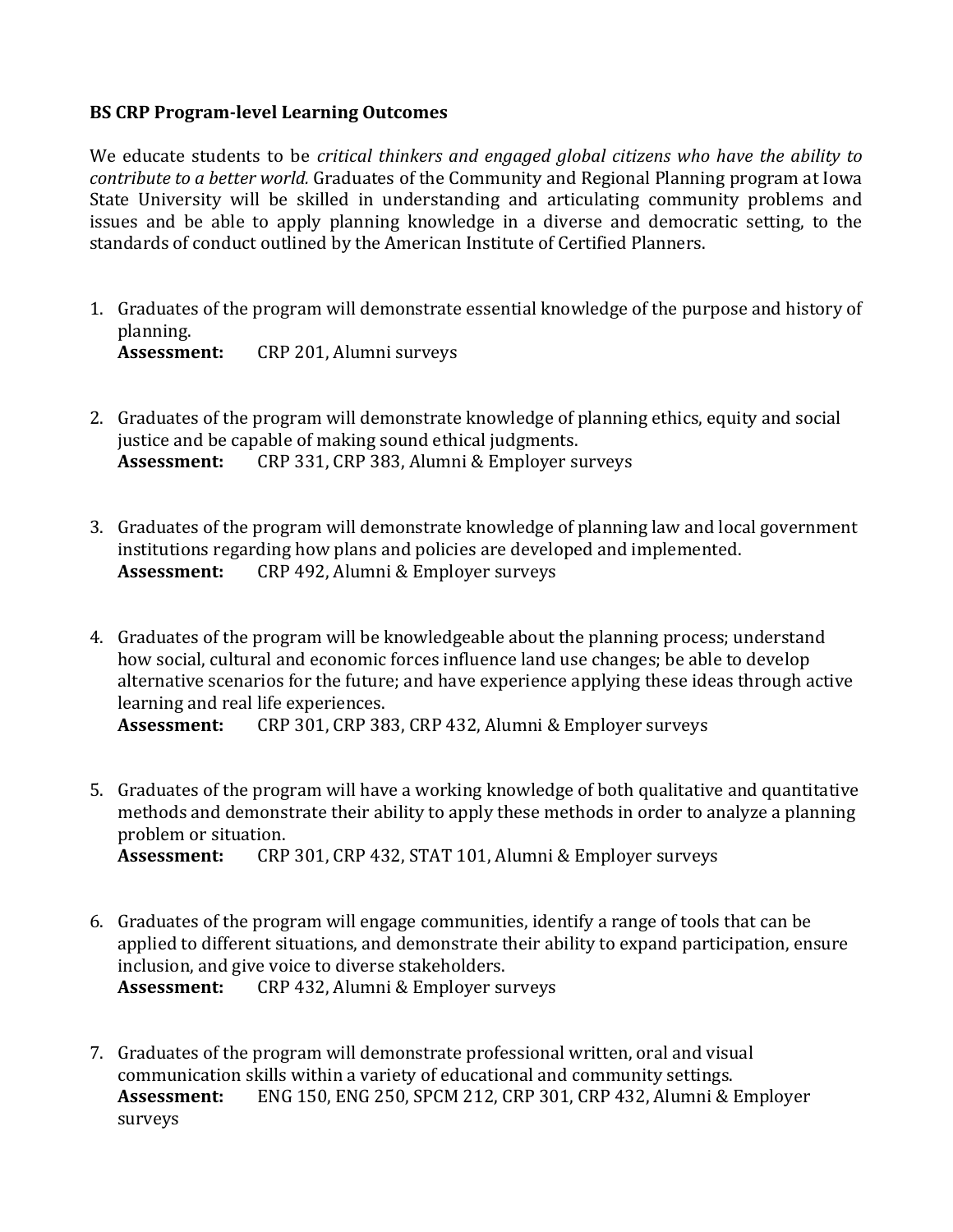**BS CRP Program-level Learning Outcomes**

We educate students to be *critical thinkers and engaged global citizens who have the ability to contribute to a better world.* Graduates of the Community and Regional Planning program at Iowa State University will be skilled in understanding and articulating community problems and issues and be able to apply planning knowledge in a diverse and democratic setting, to the standards of conduct outlined by the American Institute of Certified Planners.

1. Graduates of the program will demonstrate essential knowledge of the purpose and history of planning.
   **Assessment:** CRP 201, Alumni surveys

2. Graduates of the program will demonstrate knowledge of planning ethics, equity and social justice and be capable of making sound ethical judgments.
   **Assessment:** CRP 331, CRP 383, Alumni & Employer surveys

3. Graduates of the program will demonstrate knowledge of planning law and local government institutions regarding how plans and policies are developed and implemented.
   **Assessment:** CRP 492, Alumni & Employer surveys

4. Graduates of the program will be knowledgeable about the planning process; understand how social, cultural and economic forces influence land use changes; be able to develop alternative scenarios for the future; and have experience applying these ideas through active learning and real life experiences.
   **Assessment:** CRP 301, CRP 383, CRP 432, Alumni & Employer surveys

5. Graduates of the program will have a working knowledge of both qualitative and quantitative methods and demonstrate their ability to apply these methods in order to analyze a planning problem or situation.
   **Assessment:** CRP 301, CRP 432, STAT 101, Alumni & Employer surveys

6. Graduates of the program will engage communities, identify a range of tools that can be applied to different situations, and demonstrate their ability to expand participation, ensure inclusion, and give voice to diverse stakeholders.
   **Assessment:** CRP 432, Alumni & Employer surveys

7. Graduates of the program will demonstrate professional written, oral and visual communication skills within a variety of educational and community settings.
   **Assessment:** ENG 150, ENG 250, SPCM 212, CRP 301, CRP 432, Alumni & Employer surveys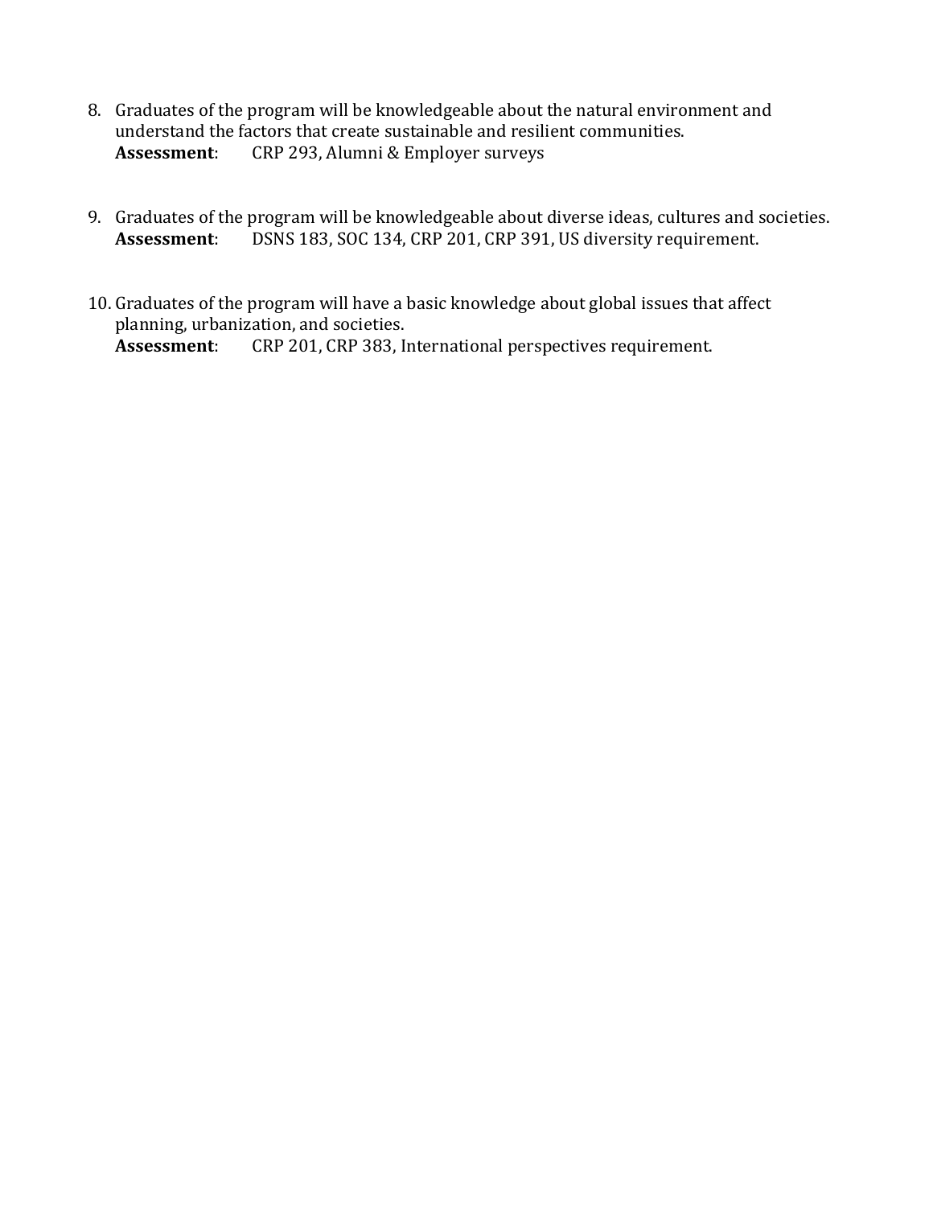8. Graduates of the program will be knowledgeable about the natural environment and understand the factors that create sustainable and resilient communities.
   **Assessment**: CRP 293, Alumni & Employer surveys

9. Graduates of the program will be knowledgeable about diverse ideas, cultures and societies.
   **Assessment**: DSNS 183, SOC 134, CRP 201, CRP 391, US diversity requirement.

10. Graduates of the program will have a basic knowledge about global issues that affect planning, urbanization, and societies.
    **Assessment**: CRP 201, CRP 383, International perspectives requirement.